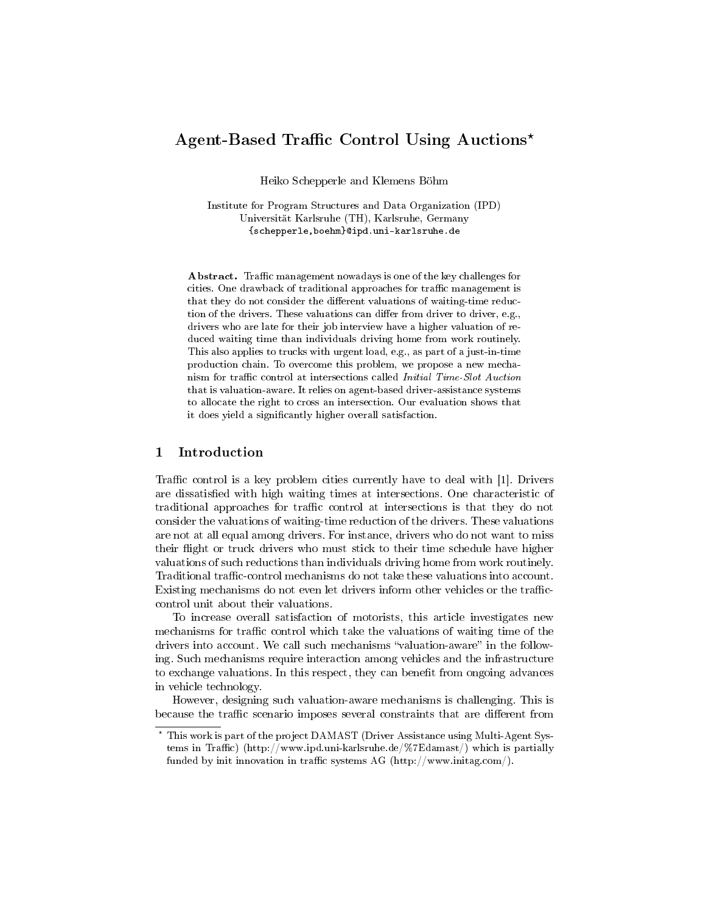# Agent-Based Traffic Control Using Auctions*

Heiko Schepperle and Klemens Böhm

Institute for Program Structures and Data Organization (IPD)
Universität Karlsruhe (TH), Karlsruhe, Germany
{schepperle,boehm}@ipd.uni-karlsruhe.de

**Abstract.** Traffic management nowadays is one of the key challenges for cities. One drawback of traditional approaches for traffic management is that they do not consider the different valuations of waiting-time reduction of the drivers. These valuations can differ from driver to driver, e.g., drivers who are late for their job interview have a higher valuation of reduced waiting time than individuals driving home from work routinely. This also applies to trucks with urgent load, e.g., as part of a just-in-time production chain. To overcome this problem, we propose a new mechanism for traffic control at intersections called *Initial Time-Slot Auction* that is valuation-aware. It relies on agent-based driver-assistance systems to allocate the right to cross an intersection. Our evaluation shows that it does yield a significantly higher overall satisfaction.

## 1 Introduction

Traffic control is a key problem cities currently have to deal with [1]. Drivers are dissatisfied with high waiting times at intersections. One characteristic of traditional approaches for traffic control at intersections is that they do not consider the valuations of waiting-time reduction of the drivers. These valuations are not at all equal among drivers. For instance, drivers who do not want to miss their flight or truck drivers who must stick to their time schedule have higher valuations of such reductions than individuals driving home from work routinely. Traditional traffic-control mechanisms do not take these valuations into account. Existing mechanisms do not even let drivers inform other vehicles or the traffic-control unit about their valuations.

To increase overall satisfaction of motorists, this article investigates new mechanisms for traffic control which take the valuations of waiting time of the drivers into account. We call such mechanisms "valuation-aware" in the following. Such mechanisms require interaction among vehicles and the infrastructure to exchange valuations. In this respect, they can benefit from ongoing advances in vehicle technology.

However, designing such valuation-aware mechanisms is challenging. This is because the traffic scenario imposes several constraints that are different from

* This work is part of the project DAMAST (Driver Assistance using Multi-Agent Systems in Traffic) (http://www.ipd.uni-karlsruhe.de/%7Edamast/) which is partially funded by init innovation in traffic systems AG (http://www.initag.com/).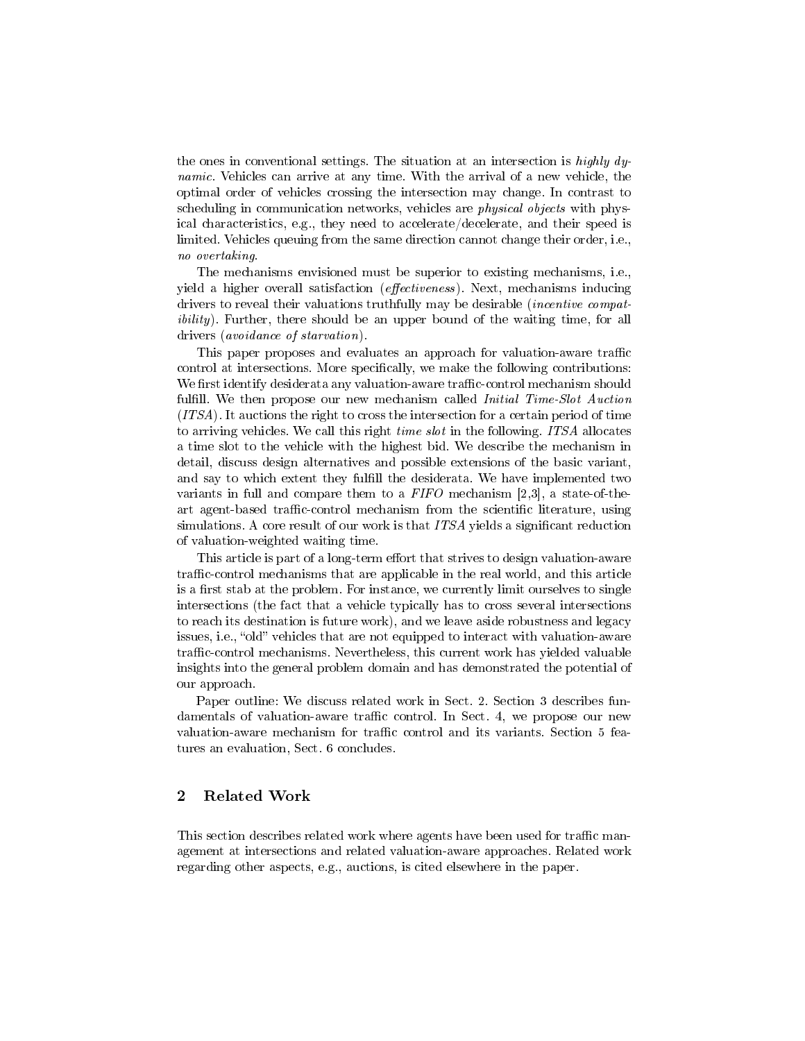the ones in conventional settings. The situation at an intersection is *highly dynamic*. Vehicles can arrive at any time. With the arrival of a new vehicle, the optimal order of vehicles crossing the intersection may change. In contrast to scheduling in communication networks, vehicles are *physical objects* with physical characteristics, e.g., they need to accelerate/decelerate, and their speed is limited. Vehicles queuing from the same direction cannot change their order, i.e., *no overtaking*.

The mechanisms envisioned must be superior to existing mechanisms, i.e., yield a higher overall satisfaction (*effectiveness*). Next, mechanisms inducing drivers to reveal their valuations truthfully may be desirable (*incentive compatibility*). Further, there should be an upper bound of the waiting time, for all drivers (*avoidance of starvation*).

This paper proposes and evaluates an approach for valuation-aware traffic control at intersections. More specifically, we make the following contributions: We first identify desiderata any valuation-aware traffic-control mechanism should fulfill. We then propose our new mechanism called *Initial Time-Slot Auction* (*ITSA*). It auctions the right to cross the intersection for a certain period of time to arriving vehicles. We call this right *time slot* in the following. *ITSA* allocates a time slot to the vehicle with the highest bid. We describe the mechanism in detail, discuss design alternatives and possible extensions of the basic variant, and say to which extent they fulfill the desiderata. We have implemented two variants in full and compare them to a *FIFO* mechanism [2,3], a state-of-the-art agent-based traffic-control mechanism from the scientific literature, using simulations. A core result of our work is that *ITSA* yields a significant reduction of valuation-weighted waiting time.

This article is part of a long-term effort that strives to design valuation-aware traffic-control mechanisms that are applicable in the real world, and this article is a first stab at the problem. For instance, we currently limit ourselves to single intersections (the fact that a vehicle typically has to cross several intersections to reach its destination is future work), and we leave aside robustness and legacy issues, i.e., "old" vehicles that are not equipped to interact with valuation-aware traffic-control mechanisms. Nevertheless, this current work has yielded valuable insights into the general problem domain and has demonstrated the potential of our approach.

Paper outline: We discuss related work in Sect. 2. Section 3 describes fundamentals of valuation-aware traffic control. In Sect. 4, we propose our new valuation-aware mechanism for traffic control and its variants. Section 5 features an evaluation, Sect. 6 concludes.

## 2 Related Work

This section describes related work where agents have been used for traffic management at intersections and related valuation-aware approaches. Related work regarding other aspects, e.g., auctions, is cited elsewhere in the paper.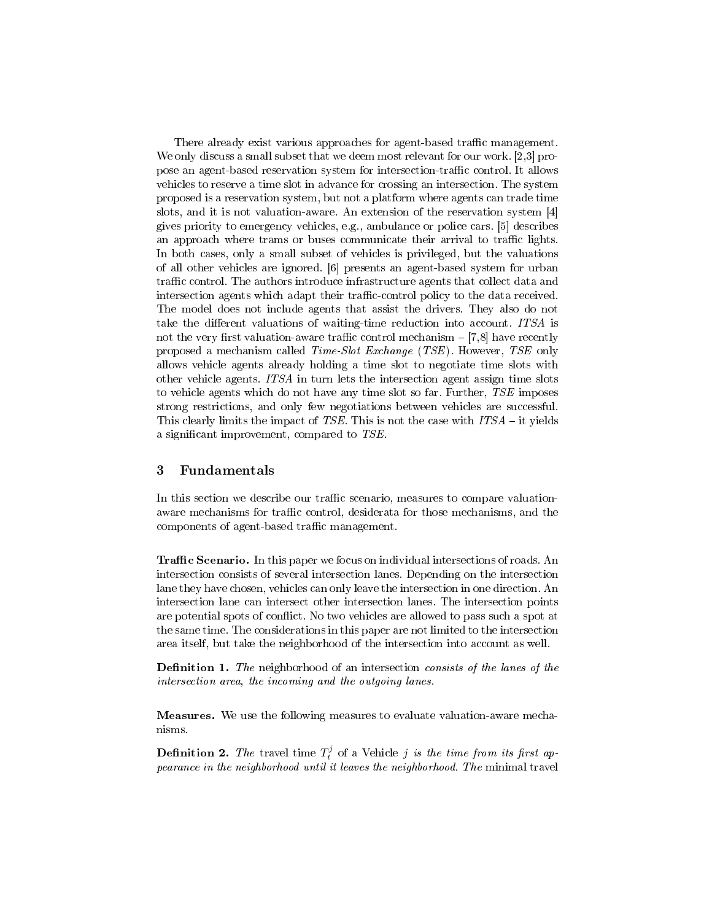There already exist various approaches for agent-based traffic management. We only discuss a small subset that we deem most relevant for our work. [2,3] propose an agent-based reservation system for intersection-traffic control. It allows vehicles to reserve a time slot in advance for crossing an intersection. The system proposed is a reservation system, but not a platform where agents can trade time slots, and it is not valuation-aware. An extension of the reservation system [4] gives priority to emergency vehicles, e.g., ambulance or police cars. [5] describes an approach where trams or buses communicate their arrival to traffic lights. In both cases, only a small subset of vehicles is privileged, but the valuations of all other vehicles are ignored. [6] presents an agent-based system for urban traffic control. The authors introduce infrastructure agents that collect data and intersection agents which adapt their traffic-control policy to the data received. The model does not include agents that assist the drivers. They also do not take the different valuations of waiting-time reduction into account. *ITSA* is not the very first valuation-aware traffic control mechanism – [7,8] have recently proposed a mechanism called *Time-Slot Exchange* (*TSE*). However, *TSE* only allows vehicle agents already holding a time slot to negotiate time slots with other vehicle agents. *ITSA* in turn lets the intersection agent assign time slots to vehicle agents which do not have any time slot so far. Further, *TSE* imposes strong restrictions, and only few negotiations between vehicles are successful. This clearly limits the impact of *TSE*. This is not the case with *ITSA* – it yields a significant improvement, compared to *TSE*.

## 3 Fundamentals

In this section we describe our traffic scenario, measures to compare valuation-aware mechanisms for traffic control, desiderata for those mechanisms, and the components of agent-based traffic management.

**Traffic Scenario.** In this paper we focus on individual intersections of roads. An intersection consists of several intersection lanes. Depending on the intersection lane they have chosen, vehicles can only leave the intersection in one direction. An intersection lane can intersect other intersection lanes. The intersection points are potential spots of conflict. No two vehicles are allowed to pass such a spot at the same time. The considerations in this paper are not limited to the intersection area itself, but take the neighborhood of the intersection into account as well.

**Definition 1.** *The* neighborhood of an intersection *consists of the lanes of the intersection area, the incoming and the outgoing lanes.*

**Measures.** We use the following measures to evaluate valuation-aware mechanisms.

**Definition 2.** *The* travel time $T_t^j$ *of a Vehicle* $j$ *is the time from its first appearance in the neighborhood until it leaves the neighborhood. The* minimal travel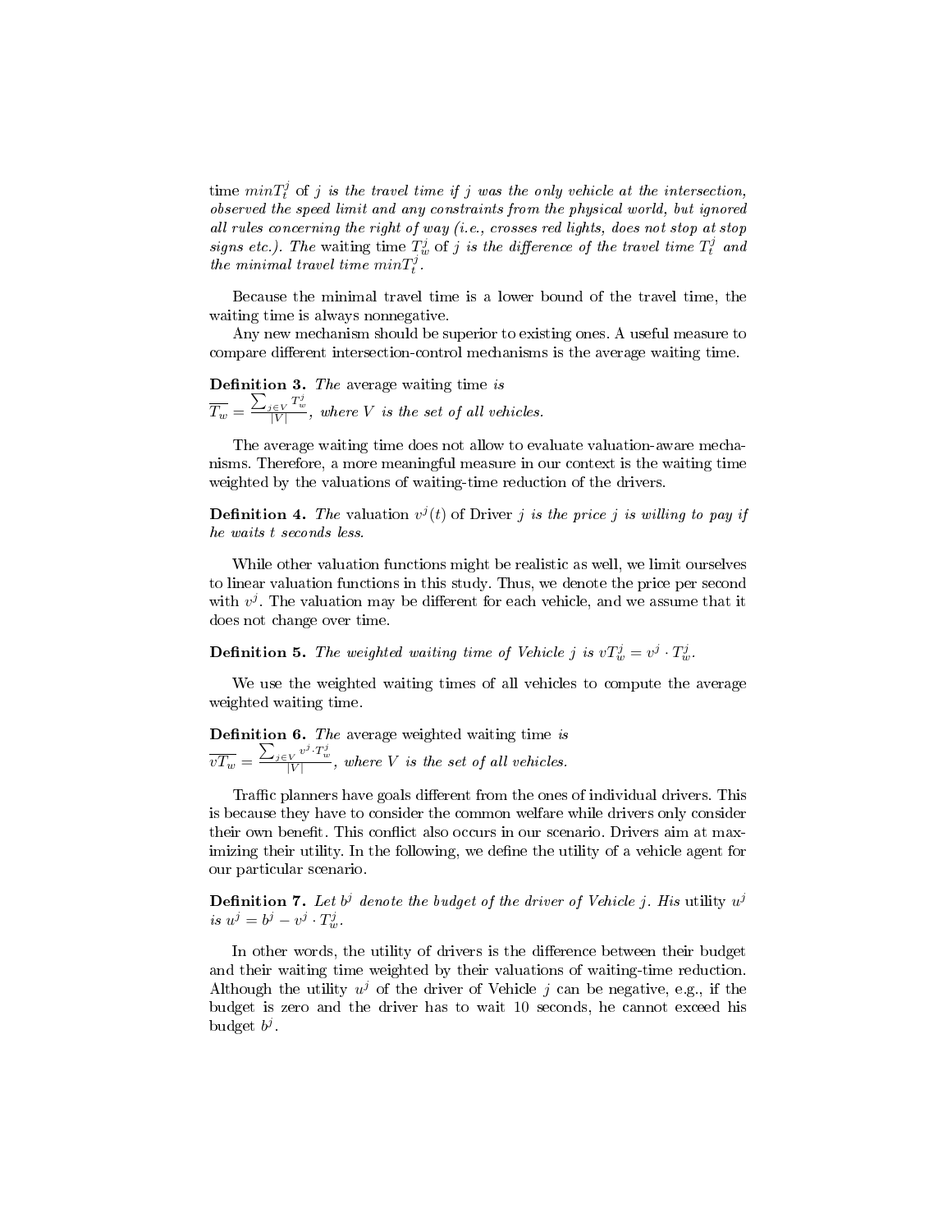time $minT_t^j$ of $j$ *is the travel time if* $j$ *was the only vehicle at the intersection, observed the speed limit and any constraints from the physical world, but ignored all rules concerning the right of way (i.e., crosses red lights, does not stop at stop signs etc.). The* waiting time $T_w^j$ *of* $j$ *is the difference of the travel time* $T_t^j$ *and the minimal travel time* $minT_t^j$.

Because the minimal travel time is a lower bound of the travel time, the waiting time is always nonnegative.

Any new mechanism should be superior to existing ones. A useful measure to compare different intersection-control mechanisms is the average waiting time.

**Definition 3.** *The* average waiting time *is* $\overline{T_w} = \frac{\sum_{j \in V} T_w^j}{|V|}$*, where* $V$ *is the set of all vehicles.*

The average waiting time does not allow to evaluate valuation-aware mechanisms. Therefore, a more meaningful measure in our context is the waiting time weighted by the valuations of waiting-time reduction of the drivers.

**Definition 4.** *The* valuation $v^j(t)$ of Driver $j$ *is the price* $j$ *is willing to pay if he waits* $t$ *seconds less.*

While other valuation functions might be realistic as well, we limit ourselves to linear valuation functions in this study. Thus, we denote the price per second with $v^j$. The valuation may be different for each vehicle, and we assume that it does not change over time.

**Definition 5.** *The weighted waiting time of Vehicle* $j$ *is* $vT_w^j = v^j \cdot T_w^j$.

We use the weighted waiting times of all vehicles to compute the average weighted waiting time.

**Definition 6.** *The* average weighted waiting time *is* $\overline{vT_w} = \frac{\sum_{j \in V} v^j \cdot T_w^j}{|V|}$*, where* $V$ *is the set of all vehicles.*

Traffic planners have goals different from the ones of individual drivers. This is because they have to consider the common welfare while drivers only consider their own benefit. This conflict also occurs in our scenario. Drivers aim at maximizing their utility. In the following, we define the utility of a vehicle agent for our particular scenario.

**Definition 7.** *Let* $b^j$ *denote the budget of the driver of Vehicle* $j$*. His* utility $u^j$ *is* $u^j = b^j - v^j \cdot T_w^j$.

In other words, the utility of drivers is the difference between their budget and their waiting time weighted by their valuations of waiting-time reduction. Although the utility $u^j$ of the driver of Vehicle $j$ can be negative, e.g., if the budget is zero and the driver has to wait 10 seconds, he cannot exceed his budget $b^j$.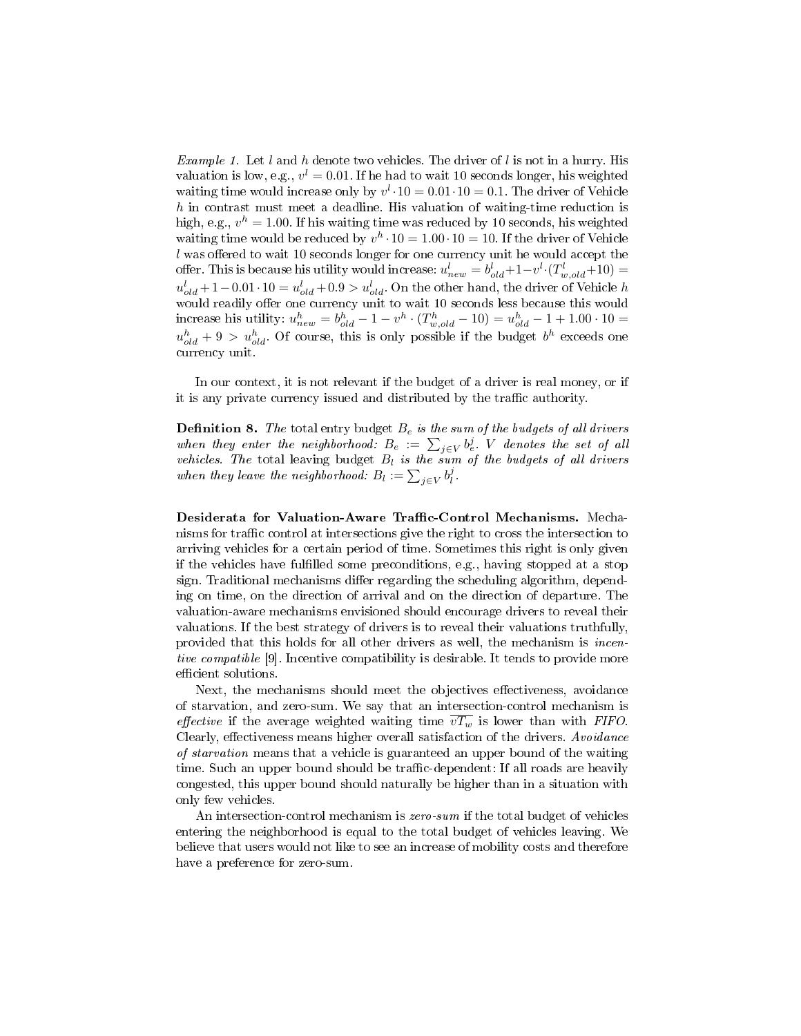*Example 1.* Let $l$ and $h$ denote two vehicles. The driver of $l$ is not in a hurry. His valuation is low, e.g., $v^l = 0.01$. If he had to wait 10 seconds longer, his weighted waiting time would increase only by $v^l \cdot 10 = 0.01 \cdot 10 = 0.1$. The driver of Vehicle $h$ in contrast must meet a deadline. His valuation of waiting-time reduction is high, e.g., $v^h = 1.00$. If his waiting time was reduced by 10 seconds, his weighted waiting time would be reduced by $v^h \cdot 10 = 1.00 \cdot 10 = 10$. If the driver of Vehicle $l$ was offered to wait 10 seconds longer for one currency unit he would accept the offer. This is because his utility would increase: $u^l_{new} = b^l_{old} + 1 - v^l \cdot (T^l_{w,old} + 10) = u^l_{old} + 1 - 0.01 \cdot 10 = u^l_{old} + 0.9 > u^l_{old}$. On the other hand, the driver of Vehicle $h$ would readily offer one currency unit to wait 10 seconds less because this would increase his utility: $u^h_{new} = b^h_{old} - 1 - v^h \cdot (T^h_{w,old} - 10) = u^h_{old} - 1 + 1.00 \cdot 10 = u^h_{old} + 9 > u^h_{old}$. Of course, this is only possible if the budget $b^h$ exceeds one currency unit.

In our context, it is not relevant if the budget of a driver is real money, or if it is any private currency issued and distributed by the traffic authority.

**Definition 8.** *The* total entry budget $B_e$ *is the sum of the budgets of all drivers when they enter the neighborhood:* $B_e := \sum_{j \in V} b^j_e$*. $V$ denotes the set of all vehicles. The* total leaving budget $B_l$ *is the sum of the budgets of all drivers when they leave the neighborhood:* $B_l := \sum_{j \in V} b^j_l$*.*

**Desiderata for Valuation-Aware Traffic-Control Mechanisms.** Mechanisms for traffic control at intersections give the right to cross the intersection to arriving vehicles for a certain period of time. Sometimes this right is only given if the vehicles have fulfilled some preconditions, e.g., having stopped at a stop sign. Traditional mechanisms differ regarding the scheduling algorithm, depending on time, on the direction of arrival and on the direction of departure. The valuation-aware mechanisms envisioned should encourage drivers to reveal their valuations. If the best strategy of drivers is to reveal their valuations truthfully, provided that this holds for all other drivers as well, the mechanism is *incentive compatible* [9]. Incentive compatibility is desirable. It tends to provide more efficient solutions.

Next, the mechanisms should meet the objectives effectiveness, avoidance of starvation, and zero-sum. We say that an intersection-control mechanism is *effective* if the average weighted waiting time $\overline{vT_w}$ is lower than with *FIFO*. Clearly, effectiveness means higher overall satisfaction of the drivers. *Avoidance of starvation* means that a vehicle is guaranteed an upper bound of the waiting time. Such an upper bound should be traffic-dependent: If all roads are heavily congested, this upper bound should naturally be higher than in a situation with only few vehicles.

An intersection-control mechanism is *zero-sum* if the total budget of vehicles entering the neighborhood is equal to the total budget of vehicles leaving. We believe that users would not like to see an increase of mobility costs and therefore have a preference for zero-sum.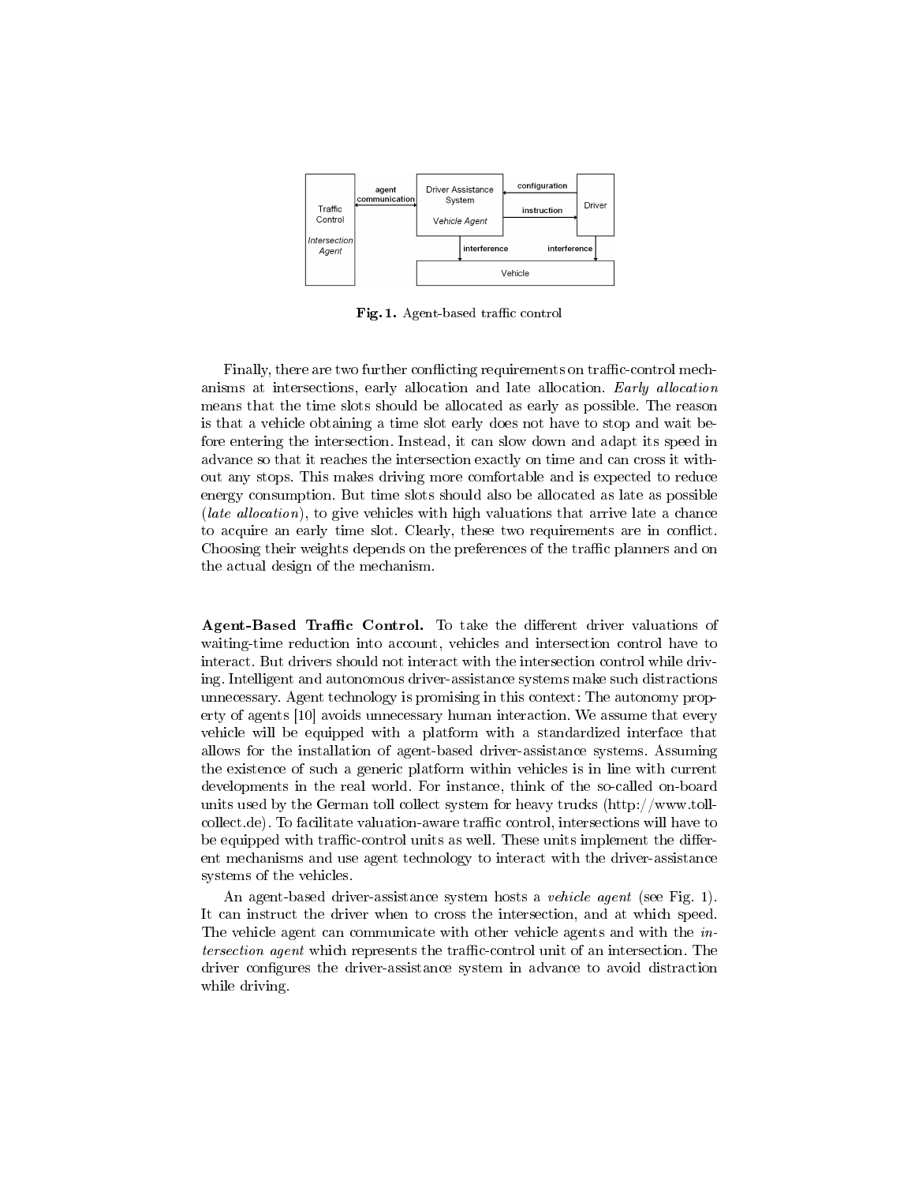Fig. 1. Agent-based traffic control

Finally, there are two further conflicting requirements on traffic-control mechanisms at intersections, early allocation and late allocation. *Early allocation* means that the time slots should be allocated as early as possible. The reason is that a vehicle obtaining a time slot early does not have to stop and wait before entering the intersection. Instead, it can slow down and adapt its speed in advance so that it reaches the intersection exactly on time and can cross it without any stops. This makes driving more comfortable and is expected to reduce energy consumption. But time slots should also be allocated as late as possible (*late allocation*), to give vehicles with high valuations that arrive late a chance to acquire an early time slot. Clearly, these two requirements are in conflict. Choosing their weights depends on the preferences of the traffic planners and on the actual design of the mechanism.

**Agent-Based Traffic Control.** To take the different driver valuations of waiting-time reduction into account, vehicles and intersection control have to interact. But drivers should not interact with the intersection control while driving. Intelligent and autonomous driver-assistance systems make such distractions unnecessary. Agent technology is promising in this context: The autonomy property of agents [10] avoids unnecessary human interaction. We assume that every vehicle will be equipped with a platform with a standardized interface that allows for the installation of agent-based driver-assistance systems. Assuming the existence of such a generic platform within vehicles is in line with current developments in the real world. For instance, think of the so-called on-board units used by the German toll collect system for heavy trucks (http://www.toll-collect.de). To facilitate valuation-aware traffic control, intersections will have to be equipped with traffic-control units as well. These units implement the different mechanisms and use agent technology to interact with the driver-assistance systems of the vehicles.

An agent-based driver-assistance system hosts a *vehicle agent* (see Fig. 1). It can instruct the driver when to cross the intersection, and at which speed. The vehicle agent can communicate with other vehicle agents and with the *intersection agent* which represents the traffic-control unit of an intersection. The driver configures the driver-assistance system in advance to avoid distraction while driving.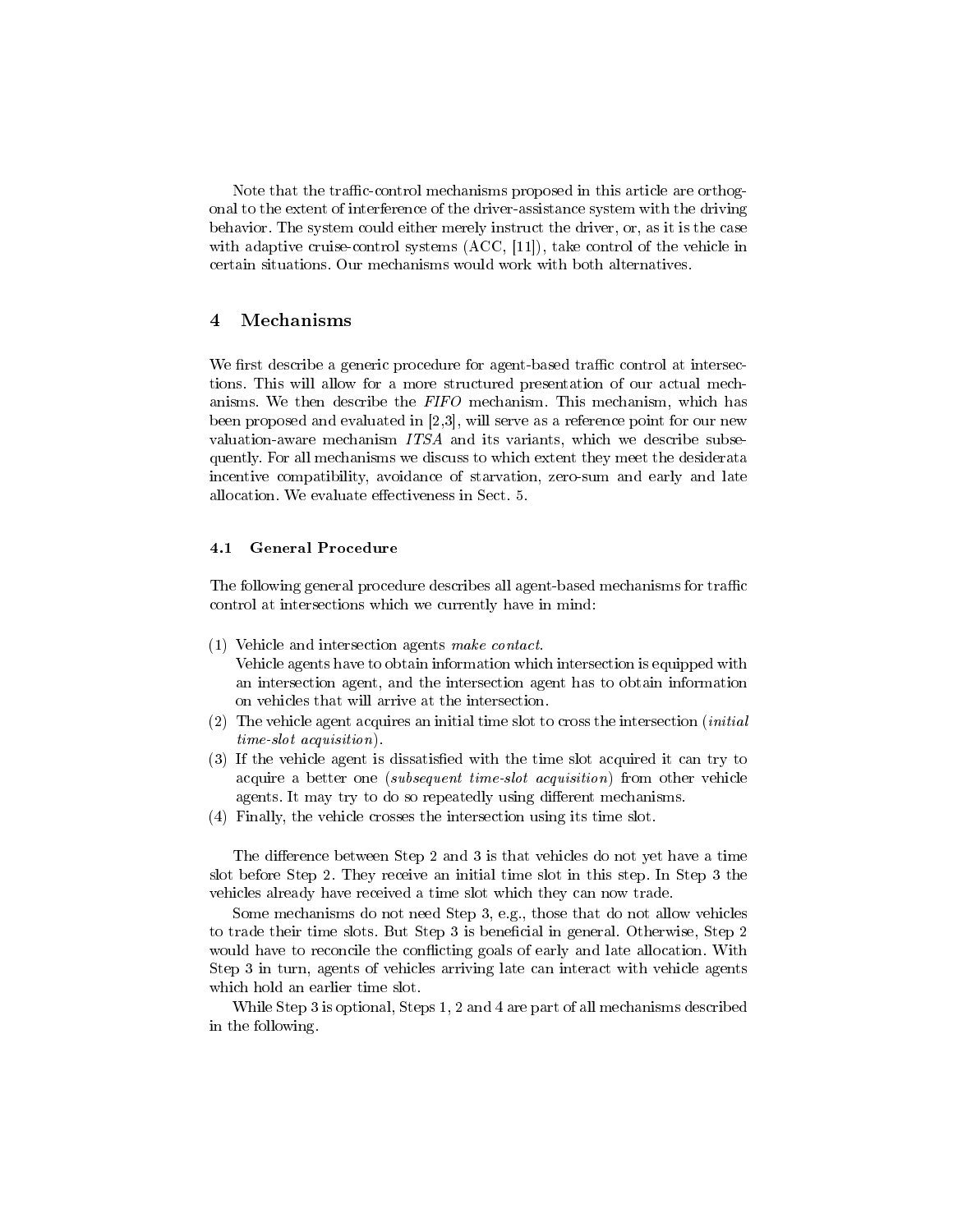Note that the traffic-control mechanisms proposed in this article are orthogonal to the extent of interference of the driver-assistance system with the driving behavior. The system could either merely instruct the driver, or, as it is the case with adaptive cruise-control systems (ACC, [11]), take control of the vehicle in certain situations. Our mechanisms would work with both alternatives.

## 4 Mechanisms

We first describe a generic procedure for agent-based traffic control at intersections. This will allow for a more structured presentation of our actual mechanisms. We then describe the *FIFO* mechanism. This mechanism, which has been proposed and evaluated in [2,3], will serve as a reference point for our new valuation-aware mechanism *ITSA* and its variants, which we describe subsequently. For all mechanisms we discuss to which extent they meet the desiderata incentive compatibility, avoidance of starvation, zero-sum and early and late allocation. We evaluate effectiveness in Sect. 5.

### 4.1 General Procedure

The following general procedure describes all agent-based mechanisms for traffic control at intersections which we currently have in mind:

(1) Vehicle and intersection agents *make contact*.
    Vehicle agents have to obtain information which intersection is equipped with an intersection agent, and the intersection agent has to obtain information on vehicles that will arrive at the intersection.
(2) The vehicle agent acquires an initial time slot to cross the intersection (*initial time-slot acquisition*).
(3) If the vehicle agent is dissatisfied with the time slot acquired it can try to acquire a better one (*subsequent time-slot acquisition*) from other vehicle agents. It may try to do so repeatedly using different mechanisms.
(4) Finally, the vehicle crosses the intersection using its time slot.

The difference between Step 2 and 3 is that vehicles do not yet have a time slot before Step 2. They receive an initial time slot in this step. In Step 3 the vehicles already have received a time slot which they can now trade.

Some mechanisms do not need Step 3, e.g., those that do not allow vehicles to trade their time slots. But Step 3 is beneficial in general. Otherwise, Step 2 would have to reconcile the conflicting goals of early and late allocation. With Step 3 in turn, agents of vehicles arriving late can interact with vehicle agents which hold an earlier time slot.

While Step 3 is optional, Steps 1, 2 and 4 are part of all mechanisms described in the following.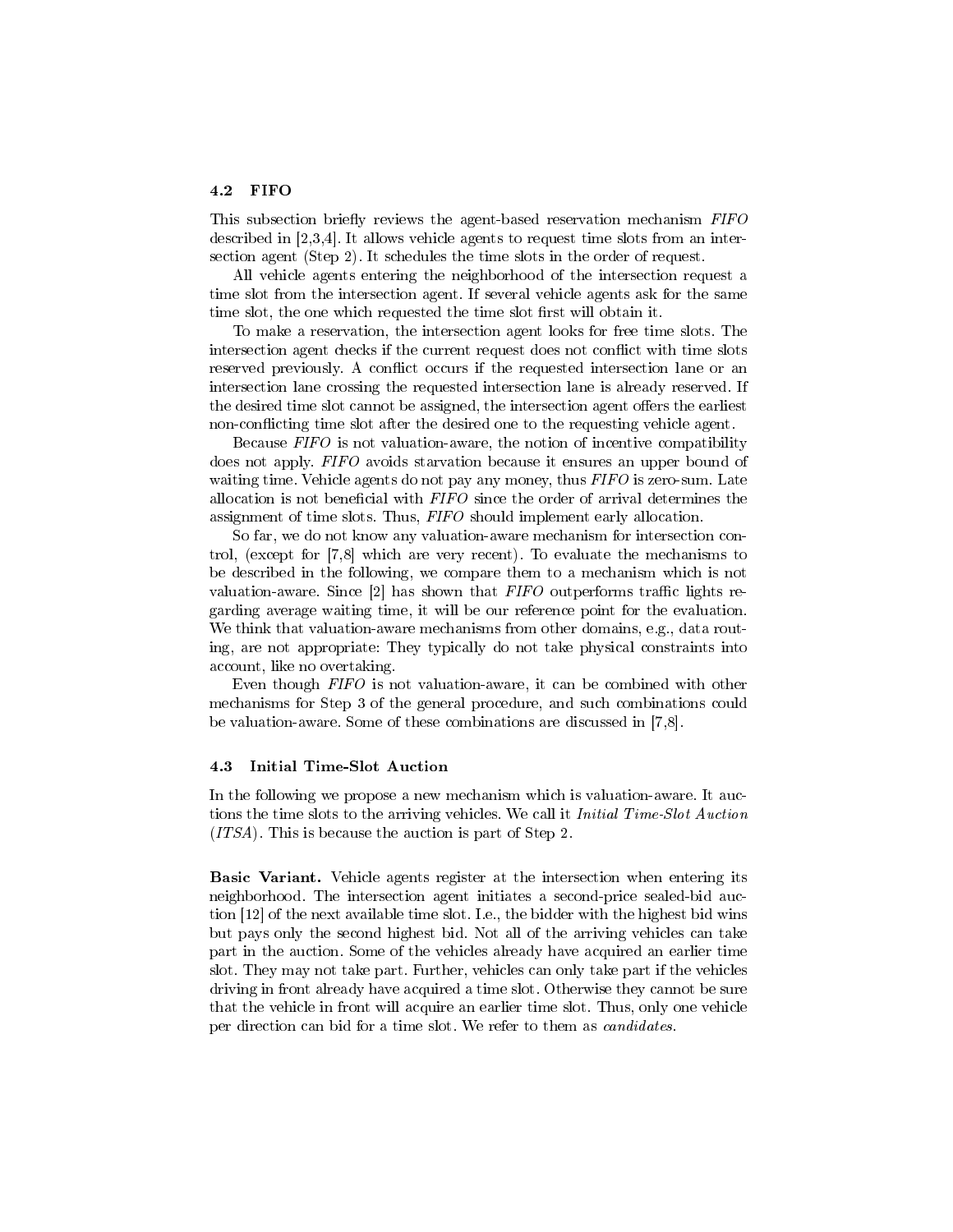### 4.2 FIFO

This subsection briefly reviews the agent-based reservation mechanism *FIFO* described in [2,3,4]. It allows vehicle agents to request time slots from an intersection agent (Step 2). It schedules the time slots in the order of request.

All vehicle agents entering the neighborhood of the intersection request a time slot from the intersection agent. If several vehicle agents ask for the same time slot, the one which requested the time slot first will obtain it.

To make a reservation, the intersection agent looks for free time slots. The intersection agent checks if the current request does not conflict with time slots reserved previously. A conflict occurs if the requested intersection lane or an intersection lane crossing the requested intersection lane is already reserved. If the desired time slot cannot be assigned, the intersection agent offers the earliest non-conflicting time slot after the desired one to the requesting vehicle agent.

Because *FIFO* is not valuation-aware, the notion of incentive compatibility does not apply. *FIFO* avoids starvation because it ensures an upper bound of waiting time. Vehicle agents do not pay any money, thus *FIFO* is zero-sum. Late allocation is not beneficial with *FIFO* since the order of arrival determines the assignment of time slots. Thus, *FIFO* should implement early allocation.

So far, we do not know any valuation-aware mechanism for intersection control, (except for [7,8] which are very recent). To evaluate the mechanisms to be described in the following, we compare them to a mechanism which is not valuation-aware. Since [2] has shown that *FIFO* outperforms traffic lights regarding average waiting time, it will be our reference point for the evaluation. We think that valuation-aware mechanisms from other domains, e.g., data routing, are not appropriate: They typically do not take physical constraints into account, like no overtaking.

Even though *FIFO* is not valuation-aware, it can be combined with other mechanisms for Step 3 of the general procedure, and such combinations could be valuation-aware. Some of these combinations are discussed in [7,8].

### 4.3 Initial Time-Slot Auction

In the following we propose a new mechanism which is valuation-aware. It auctions the time slots to the arriving vehicles. We call it *Initial Time-Slot Auction* (*ITSA*). This is because the auction is part of Step 2.

**Basic Variant.** Vehicle agents register at the intersection when entering its neighborhood. The intersection agent initiates a second-price sealed-bid auction [12] of the next available time slot. I.e., the bidder with the highest bid wins but pays only the second highest bid. Not all of the arriving vehicles can take part in the auction. Some of the vehicles already have acquired an earlier time slot. They may not take part. Further, vehicles can only take part if the vehicles driving in front already have acquired a time slot. Otherwise they cannot be sure that the vehicle in front will acquire an earlier time slot. Thus, only one vehicle per direction can bid for a time slot. We refer to them as *candidates*.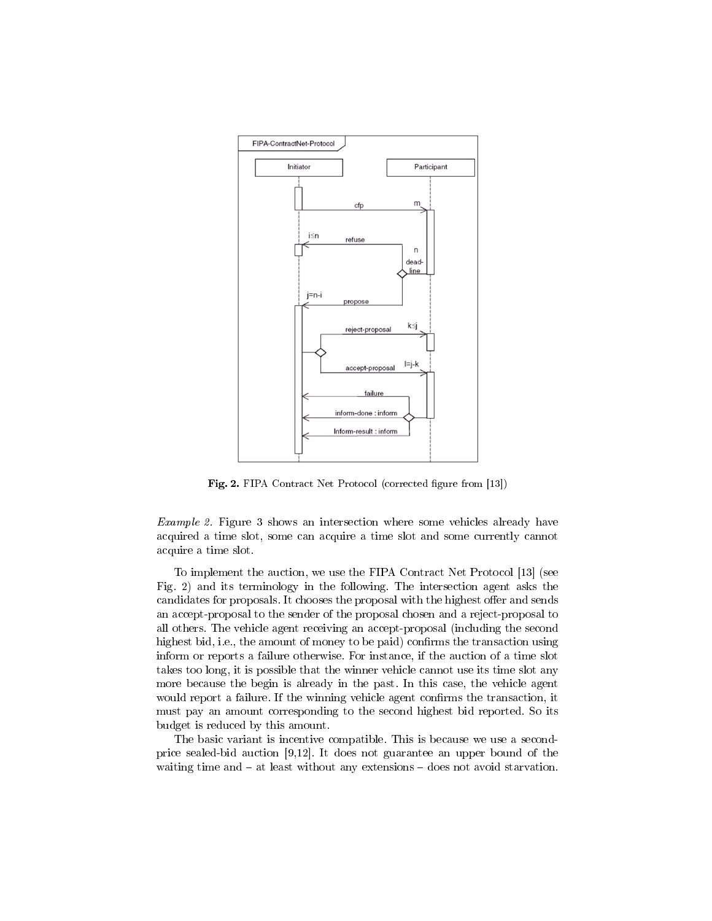**Fig. 2.** FIPA Contract Net Protocol (corrected figure from [13])

*Example 2.* Figure 3 shows an intersection where some vehicles already have acquired a time slot, some can acquire a time slot and some currently cannot acquire a time slot.

To implement the auction, we use the FIPA Contract Net Protocol [13] (see Fig. 2) and its terminology in the following. The intersection agent asks the candidates for proposals. It chooses the proposal with the highest offer and sends an accept-proposal to the sender of the proposal chosen and a reject-proposal to all others. The vehicle agent receiving an accept-proposal (including the second highest bid, i.e., the amount of money to be paid) confirms the transaction using inform or reports a failure otherwise. For instance, if the auction of a time slot takes too long, it is possible that the winner vehicle cannot use its time slot any more because the begin is already in the past. In this case, the vehicle agent would report a failure. If the winning vehicle agent confirms the transaction, it must pay an amount corresponding to the second highest bid reported. So its budget is reduced by this amount.

The basic variant is incentive compatible. This is because we use a second-price sealed-bid auction [9,12]. It does not guarantee an upper bound of the waiting time and – at least without any extensions – does not avoid starvation.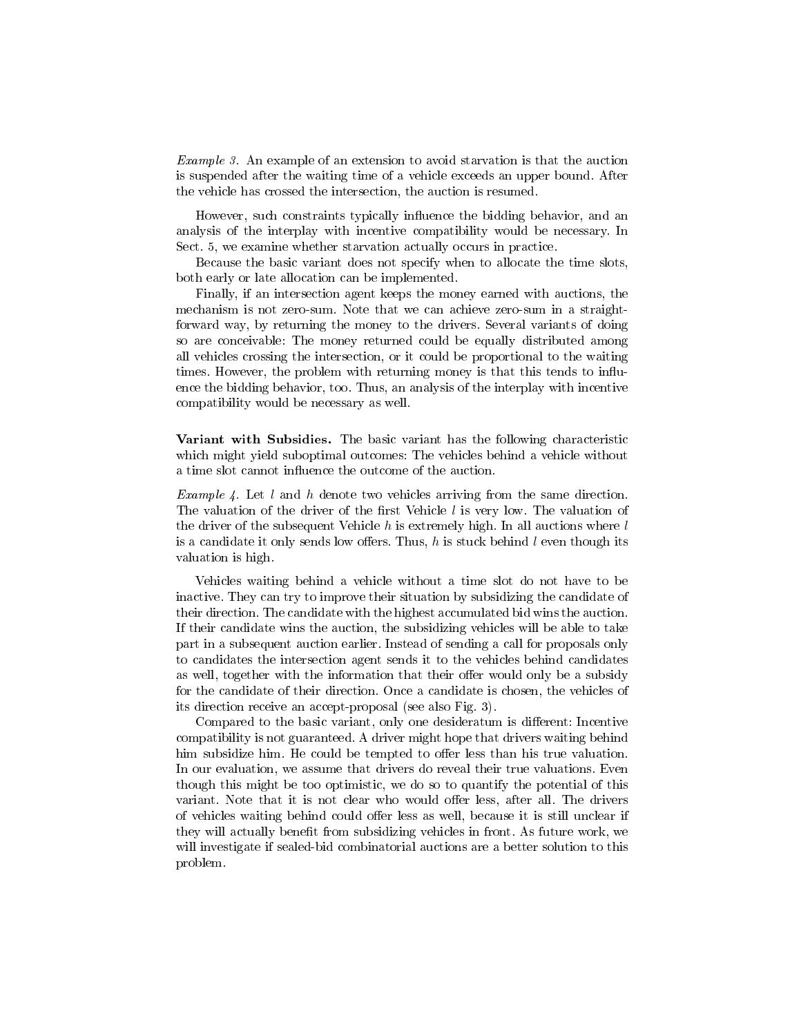*Example 3.* An example of an extension to avoid starvation is that the auction is suspended after the waiting time of a vehicle exceeds an upper bound. After the vehicle has crossed the intersection, the auction is resumed.

However, such constraints typically influence the bidding behavior, and an analysis of the interplay with incentive compatibility would be necessary. In Sect. 5, we examine whether starvation actually occurs in practice.

Because the basic variant does not specify when to allocate the time slots, both early or late allocation can be implemented.

Finally, if an intersection agent keeps the money earned with auctions, the mechanism is not zero-sum. Note that we can achieve zero-sum in a straightforward way, by returning the money to the drivers. Several variants of doing so are conceivable: The money returned could be equally distributed among all vehicles crossing the intersection, or it could be proportional to the waiting times. However, the problem with returning money is that this tends to influence the bidding behavior, too. Thus, an analysis of the interplay with incentive compatibility would be necessary as well.

**Variant with Subsidies.** The basic variant has the following characteristic which might yield suboptimal outcomes: The vehicles behind a vehicle without a time slot cannot influence the outcome of the auction.

*Example 4.* Let $l$ and $h$ denote two vehicles arriving from the same direction. The valuation of the driver of the first Vehicle $l$ is very low. The valuation of the driver of the subsequent Vehicle $h$ is extremely high. In all auctions where $l$ is a candidate it only sends low offers. Thus, $h$ is stuck behind $l$ even though its valuation is high.

Vehicles waiting behind a vehicle without a time slot do not have to be inactive. They can try to improve their situation by subsidizing the candidate of their direction. The candidate with the highest accumulated bid wins the auction. If their candidate wins the auction, the subsidizing vehicles will be able to take part in a subsequent auction earlier. Instead of sending a call for proposals only to candidates the intersection agent sends it to the vehicles behind candidates as well, together with the information that their offer would only be a subsidy for the candidate of their direction. Once a candidate is chosen, the vehicles of its direction receive an accept-proposal (see also Fig. 3).

Compared to the basic variant, only one desideratum is different: Incentive compatibility is not guaranteed. A driver might hope that drivers waiting behind him subsidize him. He could be tempted to offer less than his true valuation. In our evaluation, we assume that drivers do reveal their true valuations. Even though this might be too optimistic, we do so to quantify the potential of this variant. Note that it is not clear who would offer less, after all. The drivers of vehicles waiting behind could offer less as well, because it is still unclear if they will actually benefit from subsidizing vehicles in front. As future work, we will investigate if sealed-bid combinatorial auctions are a better solution to this problem.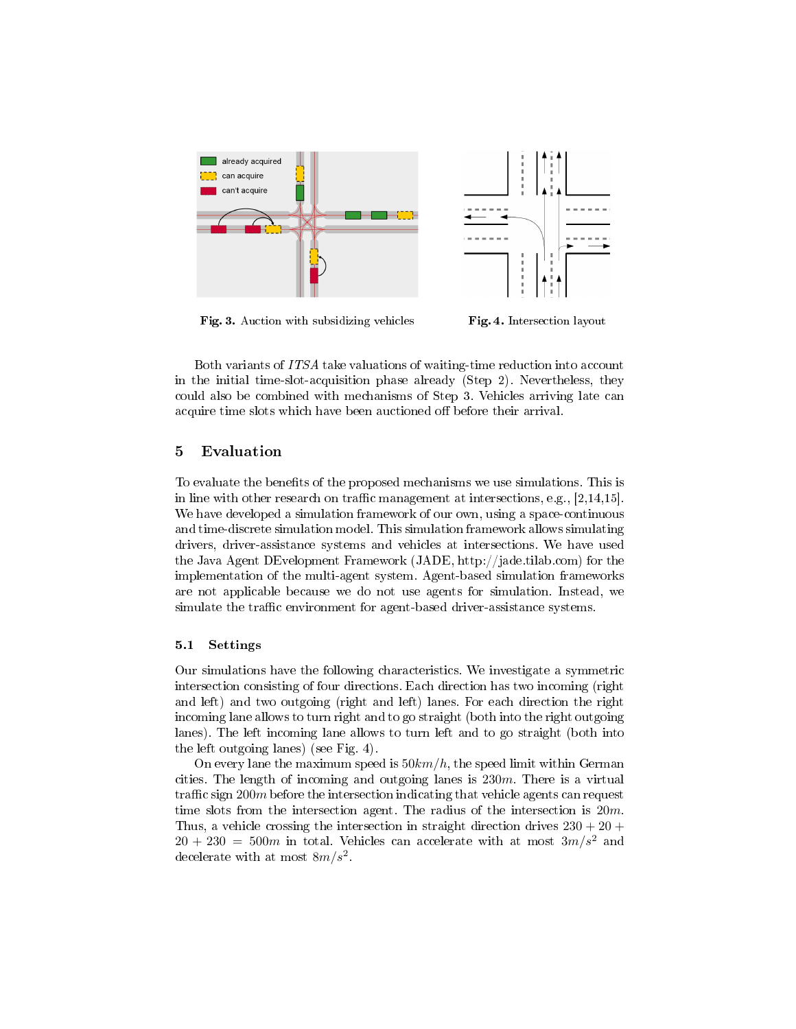Fig. 3. Auction with subsidizing vehicles

Fig. 4. Intersection layout

Both variants of *ITSA* take valuations of waiting-time reduction into account in the initial time-slot-acquisition phase already (Step 2). Nevertheless, they could also be combined with mechanisms of Step 3. Vehicles arriving late can acquire time slots which have been auctioned off before their arrival.

## 5 Evaluation

To evaluate the benefits of the proposed mechanisms we use simulations. This is in line with other research on traffic management at intersections, e.g., [2,14,15]. We have developed a simulation framework of our own, using a space-continuous and time-discrete simulation model. This simulation framework allows simulating drivers, driver-assistance systems and vehicles at intersections. We have used the Java Agent DEvelopment Framework (JADE, http://jade.tilab.com) for the implementation of the multi-agent system. Agent-based simulation frameworks are not applicable because we do not use agents for simulation. Instead, we simulate the traffic environment for agent-based driver-assistance systems.

### 5.1 Settings

Our simulations have the following characteristics. We investigate a symmetric intersection consisting of four directions. Each direction has two incoming (right and left) and two outgoing (right and left) lanes. For each direction the right incoming lane allows to turn right and to go straight (both into the right outgoing lanes). The left incoming lane allows to turn left and to go straight (both into the left outgoing lanes) (see Fig. 4).

On every lane the maximum speed is $50km/h$, the speed limit within German cities. The length of incoming and outgoing lanes is $230m$. There is a virtual traffic sign $200m$ before the intersection indicating that vehicle agents can request time slots from the intersection agent. The radius of the intersection is $20m$. Thus, a vehicle crossing the intersection in straight direction drives $230 + 20 + 20 + 230 = 500m$ in total. Vehicles can accelerate with at most $3m/s^2$ and decelerate with at most $8m/s^2$.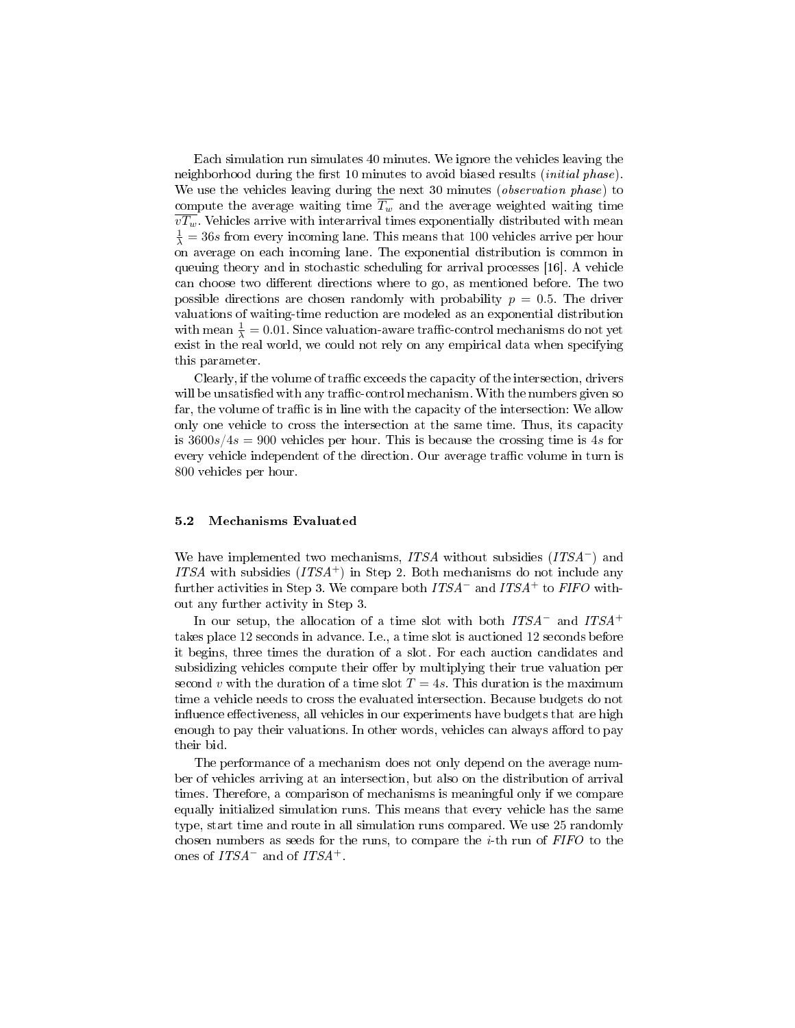Each simulation run simulates 40 minutes. We ignore the vehicles leaving the neighborhood during the first 10 minutes to avoid biased results (*initial phase*). We use the vehicles leaving during the next 30 minutes (*observation phase*) to compute the average waiting time $\overline{T_w}$ and the average weighted waiting time $\overline{vT_w}$. Vehicles arrive with interarrival times exponentially distributed with mean $\frac{1}{\lambda} = 36s$ from every incoming lane. This means that 100 vehicles arrive per hour on average on each incoming lane. The exponential distribution is common in queuing theory and in stochastic scheduling for arrival processes [16]. A vehicle can choose two different directions where to go, as mentioned before. The two possible directions are chosen randomly with probability $p = 0.5$. The driver valuations of waiting-time reduction are modeled as an exponential distribution with mean $\frac{1}{\lambda} = 0.01$. Since valuation-aware traffic-control mechanisms do not yet exist in the real world, we could not rely on any empirical data when specifying this parameter.

Clearly, if the volume of traffic exceeds the capacity of the intersection, drivers will be unsatisfied with any traffic-control mechanism. With the numbers given so far, the volume of traffic is in line with the capacity of the intersection: We allow only one vehicle to cross the intersection at the same time. Thus, its capacity is $3600s/4s = 900$ vehicles per hour. This is because the crossing time is $4s$ for every vehicle independent of the direction. Our average traffic volume in turn is 800 vehicles per hour.

### 5.2 Mechanisms Evaluated

We have implemented two mechanisms, *ITSA* without subsidies ($ITSA^{-}$) and *ITSA* with subsidies ($ITSA^{+}$) in Step 2. Both mechanisms do not include any further activities in Step 3. We compare both $ITSA^{-}$ and $ITSA^{+}$ to *FIFO* without any further activity in Step 3.

In our setup, the allocation of a time slot with both $ITSA^{-}$ and $ITSA^{+}$ takes place 12 seconds in advance. I.e., a time slot is auctioned 12 seconds before it begins, three times the duration of a slot. For each auction candidates and subsidizing vehicles compute their offer by multiplying their true valuation per second $v$ with the duration of a time slot $T = 4s$. This duration is the maximum time a vehicle needs to cross the evaluated intersection. Because budgets do not influence effectiveness, all vehicles in our experiments have budgets that are high enough to pay their valuations. In other words, vehicles can always afford to pay their bid.

The performance of a mechanism does not only depend on the average number of vehicles arriving at an intersection, but also on the distribution of arrival times. Therefore, a comparison of mechanisms is meaningful only if we compare equally initialized simulation runs. This means that every vehicle has the same type, start time and route in all simulation runs compared. We use 25 randomly chosen numbers as seeds for the runs, to compare the $i$-th run of *FIFO* to the ones of $ITSA^{-}$ and of $ITSA^{+}$.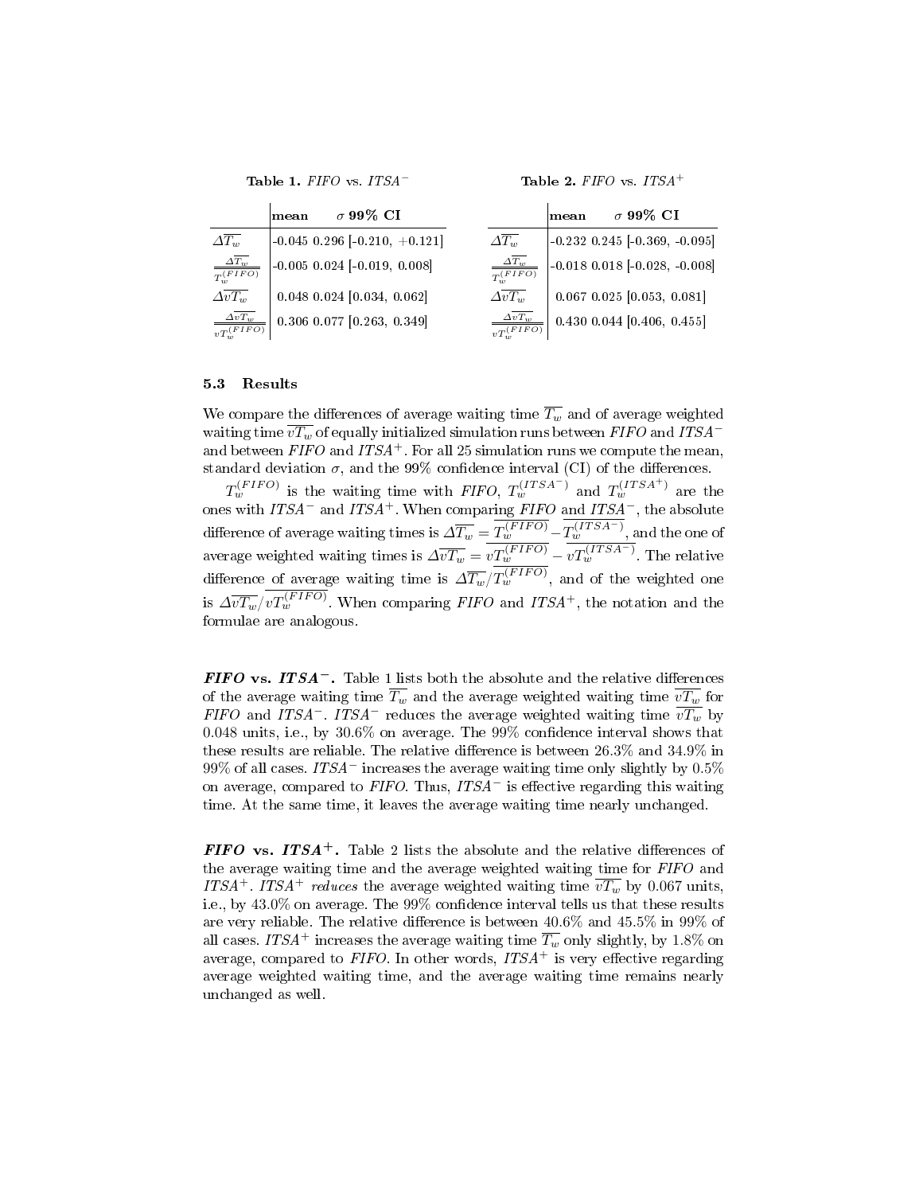**Table 1.** *FIFO* vs. *ITSA*$^{-}$

| | mean | $\sigma$ | 99% CI |
|---|---|---|---|
| $\Delta\overline{T_w}$ | -0.045 | 0.296 | [-0.210, +0.121] |
| $\frac{\Delta\overline{T_w}}{\overline{T_w^{(FIFO)}}}$ | -0.005 | 0.024 | [-0.019, 0.008] |
| $\Delta\overline{vT_w}$ | 0.048 | 0.024 | [0.034, 0.062] |
| $\frac{\Delta\overline{vT_w}}{\overline{vT_w^{(FIFO)}}}$ | 0.306 | 0.077 | [0.263, 0.349] |

**Table 2.** *FIFO* vs. *ITSA*$^{+}$

| | mean | $\sigma$ | 99% CI |
|---|---|---|---|
| $\Delta\overline{T_w}$ | -0.232 | 0.245 | [-0.369, -0.095] |
| $\frac{\Delta\overline{T_w}}{\overline{T_w^{(FIFO)}}}$ | -0.018 | 0.018 | [-0.028, -0.008] |
| $\Delta\overline{vT_w}$ | 0.067 | 0.025 | [0.053, 0.081] |
| $\frac{\Delta\overline{vT_w}}{\overline{vT_w^{(FIFO)}}}$ | 0.430 | 0.044 | [0.406, 0.455] |

### 5.3 Results

We compare the differences of average waiting time $\overline{T_w}$ and of average weighted waiting time $\overline{vT_w}$ of equally initialized simulation runs between *FIFO* and *ITSA*$^{-}$ and between *FIFO* and *ITSA*$^{+}$. For all 25 simulation runs we compute the mean, standard deviation $\sigma$, and the 99% confidence interval (CI) of the differences.

$T_w^{(FIFO)}$ is the waiting time with *FIFO*, $T_w^{(ITSA^-)}$ and $T_w^{(ITSA^+)}$ are the ones with *ITSA*$^{-}$ and *ITSA*$^{+}$. When comparing *FIFO* and *ITSA*$^{-}$, the absolute difference of average waiting times is $\Delta\overline{T_w} = \overline{T_w^{(FIFO)}} - \overline{T_w^{(ITSA^-)}}$, and the one of average weighted waiting times is $\Delta\overline{vT_w} = \overline{vT_w^{(FIFO)}} - \overline{vT_w^{(ITSA^-)}}$. The relative difference of average waiting time is $\Delta\overline{T_w}/\overline{T_w^{(FIFO)}}$, and of the weighted one is $\Delta\overline{vT_w}/\overline{vT_w^{(FIFO)}}$. When comparing *FIFO* and *ITSA*$^{+}$, the notation and the formulae are analogous.

***FIFO* vs. *ITSA*$^{-}$.** Table 1 lists both the absolute and the relative differences of the average waiting time $\overline{T_w}$ and the average weighted waiting time $\overline{vT_w}$ for *FIFO* and *ITSA*$^{-}$. *ITSA*$^{-}$ reduces the average weighted waiting time $\overline{vT_w}$ by 0.048 units, i.e., by 30.6% on average. The 99% confidence interval shows that these results are reliable. The relative difference is between 26.3% and 34.9% in 99% of all cases. *ITSA*$^{-}$ increases the average waiting time only slightly by 0.5% on average, compared to *FIFO*. Thus, *ITSA*$^{-}$ is effective regarding this waiting time. At the same time, it leaves the average waiting time nearly unchanged.

***FIFO* vs. *ITSA*$^{+}$.** Table 2 lists the absolute and the relative differences of the average waiting time and the average weighted waiting time for *FIFO* and *ITSA*$^{+}$. *ITSA*$^{+}$ *reduces* the average weighted waiting time $\overline{vT_w}$ by 0.067 units, i.e., by 43.0% on average. The 99% confidence interval tells us that these results are very reliable. The relative difference is between 40.6% and 45.5% in 99% of all cases. *ITSA*$^{+}$ increases the average waiting time $\overline{T_w}$ only slightly, by 1.8% on average, compared to *FIFO*. In other words, *ITSA*$^{+}$ is very effective regarding average weighted waiting time, and the average waiting time remains nearly unchanged as well.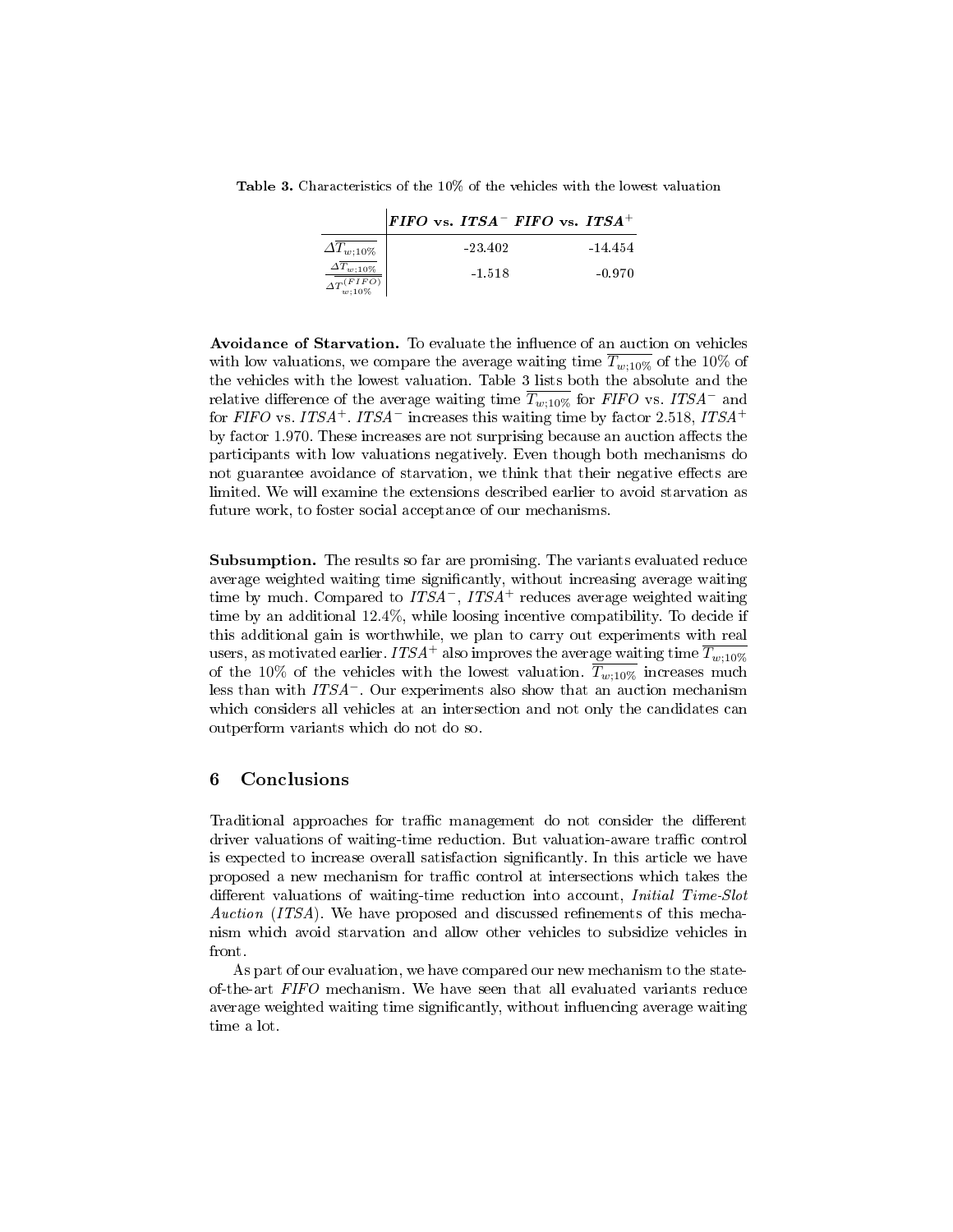**Table 3.** Characteristics of the 10% of the vehicles with the lowest valuation

| | ***FIFO* vs. *ITSA*$^{-}$** | ***FIFO* vs. *ITSA*$^{+}$** |
|---|---|---|
| $\Delta\overline{T_{w;10\%}}$ | -23.402 | -14.454 |
| $\frac{\Delta\overline{T_{w;10\%}}}{\Delta T^{(FIFO)}_{w;10\%}}$ | -1.518 | -0.970 |

**Avoidance of Starvation.** To evaluate the influence of an auction on vehicles with low valuations, we compare the average waiting time $\overline{T_{w;10\%}}$ of the 10% of the vehicles with the lowest valuation. Table 3 lists both the absolute and the relative difference of the average waiting time $\overline{T_{w;10\%}}$ for *FIFO* vs. *ITSA*$^{-}$ and for *FIFO* vs. *ITSA*$^{+}$. *ITSA*$^{-}$ increases this waiting time by factor 2.518, *ITSA*$^{+}$ by factor 1.970. These increases are not surprising because an auction affects the participants with low valuations negatively. Even though both mechanisms do not guarantee avoidance of starvation, we think that their negative effects are limited. We will examine the extensions described earlier to avoid starvation as future work, to foster social acceptance of our mechanisms.

**Subsumption.** The results so far are promising. The variants evaluated reduce average weighted waiting time significantly, without increasing average waiting time by much. Compared to *ITSA*$^{-}$, *ITSA*$^{+}$ reduces average weighted waiting time by an additional 12.4%, while loosing incentive compatibility. To decide if this additional gain is worthwhile, we plan to carry out experiments with real users, as motivated earlier. *ITSA*$^{+}$ also improves the average waiting time $\overline{T_{w;10\%}}$ of the 10% of the vehicles with the lowest valuation. $\overline{T_{w;10\%}}$ increases much less than with *ITSA*$^{-}$. Our experiments also show that an auction mechanism which considers all vehicles at an intersection and not only the candidates can outperform variants which do not do so.

## 6 Conclusions

Traditional approaches for traffic management do not consider the different driver valuations of waiting-time reduction. But valuation-aware traffic control is expected to increase overall satisfaction significantly. In this article we have proposed a new mechanism for traffic control at intersections which takes the different valuations of waiting-time reduction into account, *Initial Time-Slot Auction* (*ITSA*). We have proposed and discussed refinements of this mechanism which avoid starvation and allow other vehicles to subsidize vehicles in front.

As part of our evaluation, we have compared our new mechanism to the state-of-the-art *FIFO* mechanism. We have seen that all evaluated variants reduce average weighted waiting time significantly, without influencing average waiting time a lot.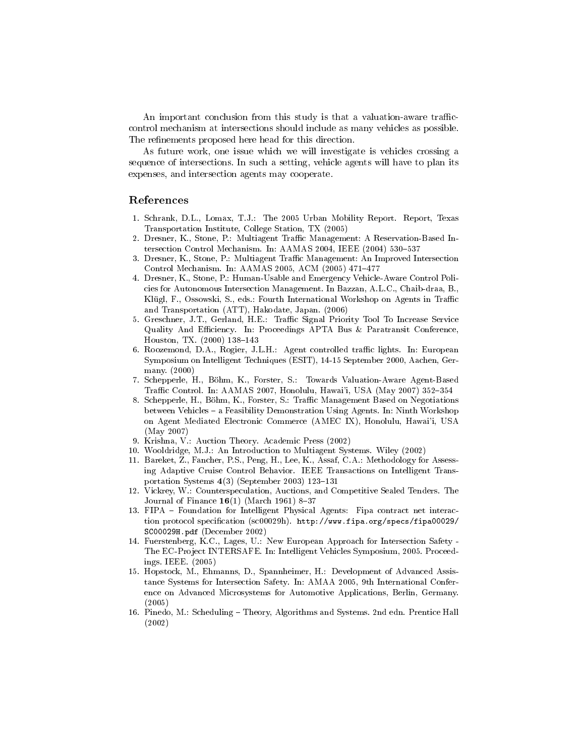An important conclusion from this study is that a valuation-aware traffic-control mechanism at intersections should include as many vehicles as possible. The refinements proposed here head for this direction.

As future work, one issue which we will investigate is vehicles crossing a sequence of intersections. In such a setting, vehicle agents will have to plan its expenses, and intersection agents may cooperate.

## References

1. Schrank, D.L., Lomax, T.J.: The 2005 Urban Mobility Report. Report, Texas Transportation Institute, College Station, TX (2005)
2. Dresner, K., Stone, P.: Multiagent Traffic Management: A Reservation-Based Intersection Control Mechanism. In: AAMAS 2004, IEEE (2004) 530–537
3. Dresner, K., Stone, P.: Multiagent Traffic Management: An Improved Intersection Control Mechanism. In: AAMAS 2005, ACM (2005) 471–477
4. Dresner, K., Stone, P.: Human-Usable and Emergency Vehicle-Aware Control Policies for Autonomous Intersection Management. In Bazzan, A.L.C., Chaib-draa, B., Klügl, F., Ossowski, S., eds.: Fourth International Workshop on Agents in Traffic and Transportation (ATT), Hakodate, Japan. (2006)
5. Greschner, J.T., Gerland, H.E.: Traffic Signal Priority Tool To Increase Service Quality And Efficiency. In: Proceedings APTA Bus & Paratransit Conference, Houston, TX. (2000) 138–143
6. Roozemond, D.A., Rogier, J.L.H.: Agent controlled traffic lights. In: European Symposium on Intelligent Techniques (ESIT), 14-15 September 2000, Aachen, Germany. (2000)
7. Schepperle, H., Böhm, K., Forster, S.: Towards Valuation-Aware Agent-Based Traffic Control. In: AAMAS 2007, Honolulu, Hawai'i, USA (May 2007) 352–354
8. Schepperle, H., Böhm, K., Forster, S.: Traffic Management Based on Negotiations between Vehicles – a Feasibility Demonstration Using Agents. In: Ninth Workshop on Agent Mediated Electronic Commerce (AMEC IX), Honolulu, Hawai'i, USA (May 2007)
9. Krishna, V.: Auction Theory. Academic Press (2002)
10. Wooldridge, M.J.: An Introduction to Multiagent Systems. Wiley (2002)
11. Bareket, Z., Fancher, P.S., Peng, H., Lee, K., Assaf, C.A.: Methodology for Assessing Adaptive Cruise Control Behavior. IEEE Transactions on Intelligent Transportation Systems **4**(3) (September 2003) 123–131
12. Vickrey, W.: Counterspeculation, Auctions, and Competitive Sealed Tenders. The Journal of Finance **16**(1) (March 1961) 8–37
13. FIPA – Foundation for Intelligent Physical Agents: Fipa contract net interaction protocol specification (sc00029h). `http://www.fipa.org/specs/fipa00029/SC00029H.pdf` (December 2002)
14. Fuerstenberg, K.C., Lages, U.: New European Approach for Intersection Safety - The EC-Project INTERSAFE. In: Intelligent Vehicles Symposium, 2005. Proceedings. IEEE. (2005)
15. Hopstock, M., Ehmanns, D., Spannheimer, H.: Development of Advanced Assistance Systems for Intersection Safety. In: AMAA 2005, 9th International Conference on Advanced Microsystems for Automotive Applications, Berlin, Germany. (2005)
16. Pinedo, M.: Scheduling – Theory, Algorithms and Systems. 2nd edn. Prentice Hall (2002)